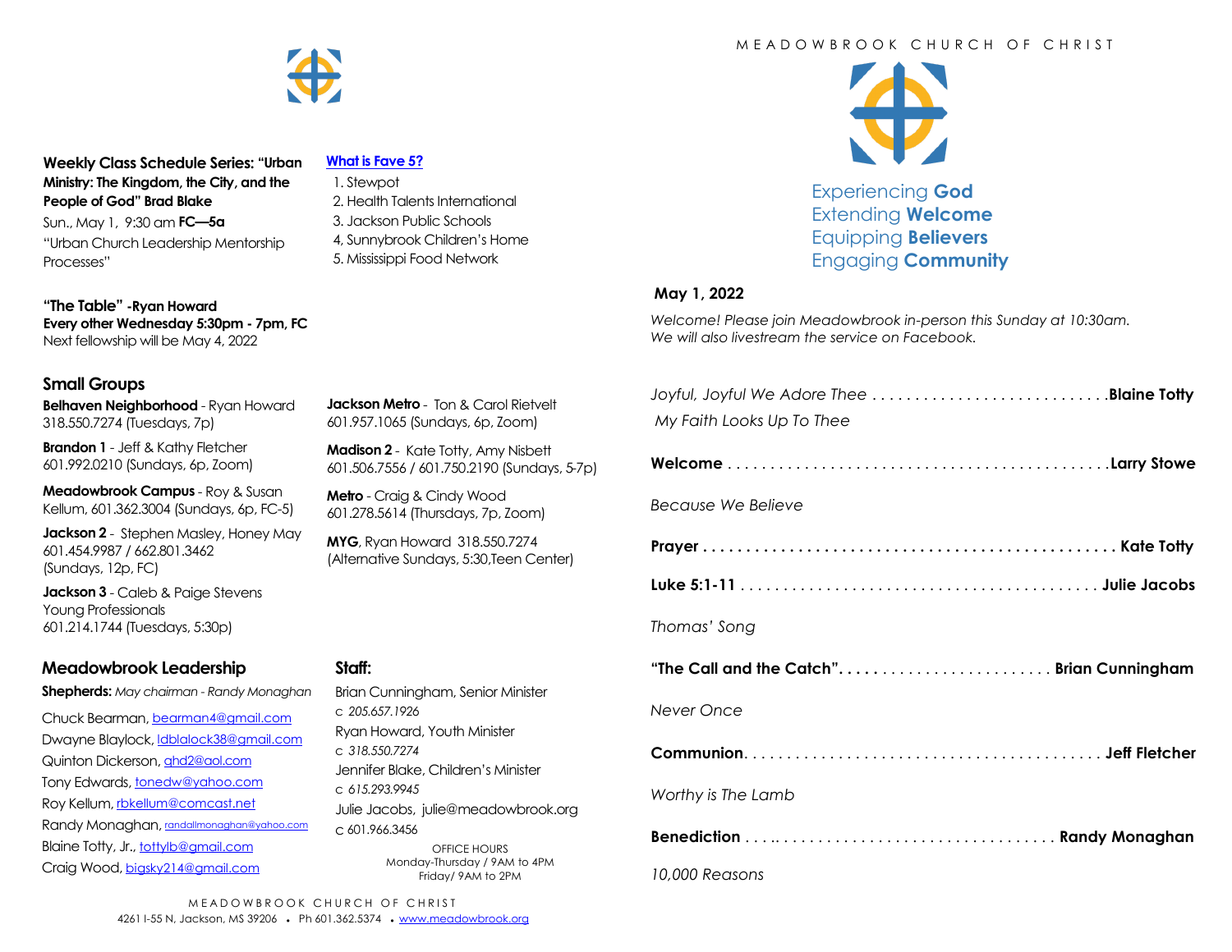**Weekly Class Schedule Series: "Urban Ministry: The Kingdom, the City, and the People of God" Brad Blake**

Sun., May 1, 9:30 am **FC—5a**
"Urban Church Leadership Mentorship Processes"

**"The Table" -Ryan Howard**
**Every other Wednesday 5:30pm - 7pm, FC**
Next fellowship will be May 4, 2022

**What is Fave 5?**

1. Stewpot
2. Health Talents International
3. Jackson Public Schools
4. Sunnybrook Children's Home
5. Mississippi Food Network

## Small Groups

**Belhaven Neighborhood** - Ryan Howard 318.550.7274 (Tuesdays, 7p)

**Brandon 1** - Jeff & Kathy Fletcher 601.992.0210 (Sundays, 6p, Zoom)

**Meadowbrook Campus** - Roy & Susan Kellum, 601.362.3004 (Sundays, 6p, FC-5)

**Jackson 2** - Stephen Masley, Honey May 601.454.9987 / 662.801.3462 (Sundays, 12p, FC)

**Jackson 3** - Caleb & Paige Stevens Young Professionals 601.214.1744 (Tuesdays, 5:30p)

**Jackson Metro** - Ton & Carol Rietvelt 601.957.1065 (Sundays, 6p, Zoom)

**Madison 2** - Kate Totty, Amy Nisbett 601.506.7556 / 601.750.2190 (Sundays, 5-7p)

**Metro** - Craig & Cindy Wood 601.278.5614 (Thursdays, 7p, Zoom)

**MYG**, Ryan Howard 318.550.7274 (Alternative Sundays, 5:30,Teen Center)

## Meadowbrook Leadership

**Shepherds:** *May chairman - Randy Monaghan*

Chuck Bearman, bearman4@gmail.com
Dwayne Blaylock, ldblalock38@gmail.com
Quinton Dickerson, qhd2@aol.com
Tony Edwards, tonedw@yahoo.com
Roy Kellum, rbkellum@comcast.net
Randy Monaghan, randallmonaghan@yahoo.com
Blaine Totty, Jr., tottylb@gmail.com
Craig Wood, bigsky214@gmail.com

## Staff:

Brian Cunningham, Senior Minister
c *205.657.1926*
Ryan Howard, Youth Minister
c *318.550.7274*
Jennifer Blake, Children's Minister
c *615.293.9945*
Julie Jacobs, julie@meadowbrook.org
c 601.966.3456

OFFICE HOURS
Monday-Thursday / 9AM to 4PM
Friday/ 9AM to 2PM

MEADOWBROOK CHURCH OF CHRIST
4261 I-55 N, Jackson, MS 39206 • Ph 601.362.5374 • www.meadowbrook.org

MEADOWBROOK CHURCH OF CHRIST

Experiencing **God**
Extending **Welcome**
Equipping **Believers**
Engaging **Community**

**May 1, 2022**

*Welcome! Please join Meadowbrook in-person this Sunday at 10:30am.*
*We will also livestream the service on Facebook.*

*Joyful, Joyful We Adore Thee* . . . . . . . . . . . . . . . . . . . . . . . . . . . .**Blaine Totty**
*My Faith Looks Up To Thee*

**Welcome** . . . . . . . . . . . . . . . . . . . . . . . . . . . . . . . . . . . . . . . . . . . . .**Larry Stowe**

*Because We Believe*

**Prayer** . . . . . . . . . . . . . . . . . . . . . . . . . . . . . . . . . . . . . . . . . . . . . . . . **Kate Totty**

**Luke 5:1-11** . . . . . . . . . . . . . . . . . . . . . . . . . . . . . . . . . . . . . . . . . . **Julie Jacobs**

*Thomas' Song*

**"The Call and the Catch"**. . . . . . . . . . . . . . . . . . . . . . . . . **Brian Cunningham**

*Never Once*

**Communion**. . . . . . . . . . . . . . . . . . . . . . . . . . . . . . . . . . . . . . . . . . **Jeff Fletcher**

*Worthy is The Lamb*

**Benediction** . . . .. . . . . . . . . . . . . . . . . . . . . . . . . . . . . . . . **Randy Monaghan**

*10,000 Reasons*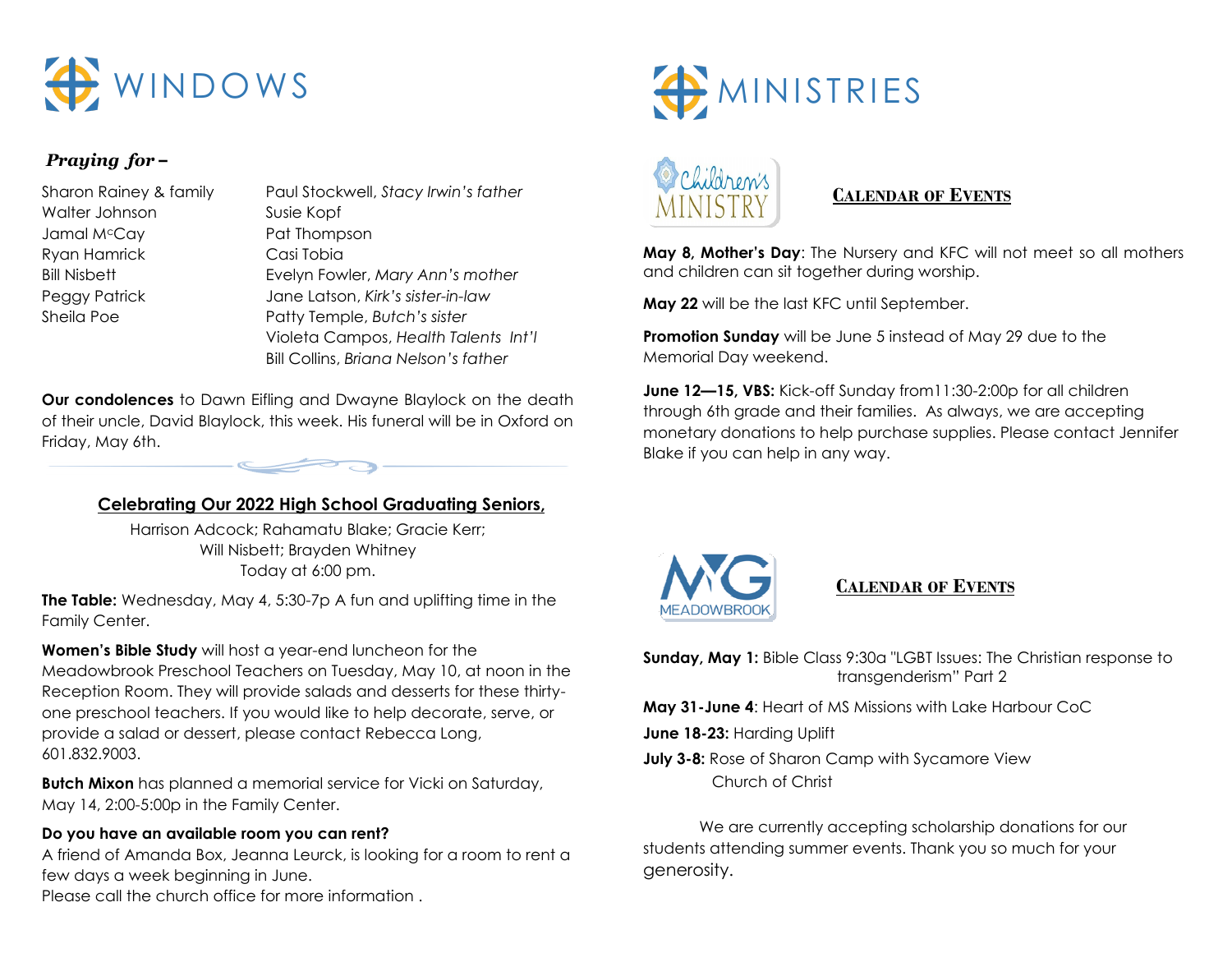# WINDOWS

***Praying for –***

Sharon Rainey & family
Walter Johnson
Jamal McCay
Ryan Hamrick
Bill Nisbett
Peggy Patrick
Sheila Poe

Paul Stockwell, *Stacy Irwin's father*
Susie Kopf
Pat Thompson
Casi Tobia
Evelyn Fowler, *Mary Ann's mother*
Jane Latson, *Kirk's sister-in-law*
Patty Temple, *Butch's sister*
Violeta Campos, *Health Talents Int'l*
Bill Collins, *Briana Nelson's father*

**Our condolences** to Dawn Eifling and Dwayne Blaylock on the death of their uncle, David Blaylock, this week. His funeral will be in Oxford on Friday, May 6th.

**Celebrating Our 2022 High School Graduating Seniors,**

Harrison Adcock; Rahamatu Blake; Gracie Kerr;
Will Nisbett; Brayden Whitney
Today at 6:00 pm.

**The Table:** Wednesday, May 4, 5:30-7p A fun and uplifting time in the Family Center.

**Women's Bible Study** will host a year-end luncheon for the Meadowbrook Preschool Teachers on Tuesday, May 10, at noon in the Reception Room. They will provide salads and desserts for these thirty-one preschool teachers. If you would like to help decorate, serve, or provide a salad or dessert, please contact Rebecca Long, 601.832.9003.

**Butch Mixon** has planned a memorial service for Vicki on Saturday, May 14, 2:00-5:00p in the Family Center.

**Do you have an available room you can rent?**
A friend of Amanda Box, Jeanna Leurck, is looking for a room to rent a few days a week beginning in June.
Please call the church office for more information .

# MINISTRIES

Children's Ministry

## CALENDAR OF EVENTS

**May 8, Mother's Day**: The Nursery and KFC will not meet so all mothers and children can sit together during worship.

**May 22** will be the last KFC until September.

**Promotion Sunday** will be June 5 instead of May 29 due to the Memorial Day weekend.

**June 12—15, VBS:** Kick-off Sunday from11:30-2:00p for all children through 6th grade and their families. As always, we are accepting monetary donations to help purchase supplies. Please contact Jennifer Blake if you can help in any way.

MYG MEADOWBROOK

## CALENDAR OF EVENTS

**Sunday, May 1:** Bible Class 9:30a "LGBT Issues: The Christian response to transgenderism" Part 2

**May 31-June 4**: Heart of MS Missions with Lake Harbour CoC

**June 18-23:** Harding Uplift

**July 3-8:** Rose of Sharon Camp with Sycamore View Church of Christ

We are currently accepting scholarship donations for our students attending summer events. Thank you so much for your generosity.